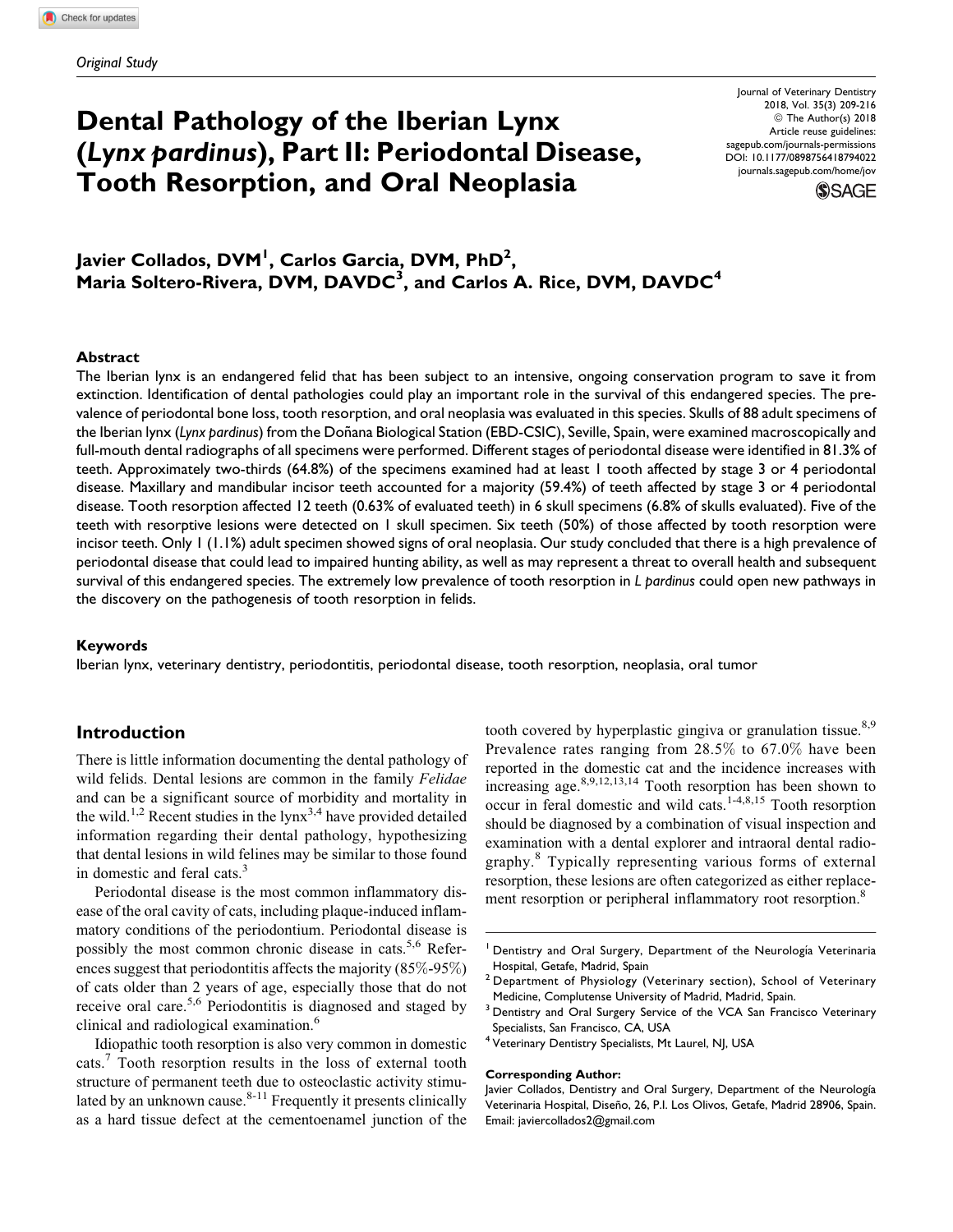*Original Study*

# Dental Pathology of the Iberian Lynx (*Lynx pardinus*), Part II: Periodontal Disease, Tooth Resorption, and Oral Neoplasia

**Javier Collados, DVM[1], Carlos Garcia, DVM, PhD[2], Maria Soltero-Rivera, DVM, DAVDC[3], and Carlos A. Rice, DVM, DAVDC[4]**

### Abstract

The Iberian lynx is an endangered felid that has been subject to an intensive, ongoing conservation program to save it from extinction. Identification of dental pathologies could play an important role in the survival of this endangered species. The prevalence of periodontal bone loss, tooth resorption, and oral neoplasia was evaluated in this species. Skulls of 88 adult specimens of the Iberian lynx (*Lynx pardinus*) from the Doñana Biological Station (EBD-CSIC), Seville, Spain, were examined macroscopically and full-mouth dental radiographs of all specimens were performed. Different stages of periodontal disease were identified in 81.3% of teeth. Approximately two-thirds (64.8%) of the specimens examined had at least 1 tooth affected by stage 3 or 4 periodontal disease. Maxillary and mandibular incisor teeth accounted for a majority (59.4%) of teeth affected by stage 3 or 4 periodontal disease. Tooth resorption affected 12 teeth (0.63% of evaluated teeth) in 6 skull specimens (6.8% of skulls evaluated). Five of the teeth with resorptive lesions were detected on 1 skull specimen. Six teeth (50%) of those affected by tooth resorption were incisor teeth. Only 1 (1.1%) adult specimen showed signs of oral neoplasia. Our study concluded that there is a high prevalence of periodontal disease that could lead to impaired hunting ability, as well as may represent a threat to overall health and subsequent survival of this endangered species. The extremely low prevalence of tooth resorption in *L pardinus* could open new pathways in the discovery on the pathogenesis of tooth resorption in felids.

### Keywords

Iberian lynx, veterinary dentistry, periodontitis, periodontal disease, tooth resorption, neoplasia, oral tumor

## Introduction

There is little information documenting the dental pathology of wild felids. Dental lesions are common in the family *Felidae* and can be a significant source of morbidity and mortality in the wild.[1,2] Recent studies in the lynx[3,4] have provided detailed information regarding their dental pathology, hypothesizing that dental lesions in wild felines may be similar to those found in domestic and feral cats.[3]

Periodontal disease is the most common inflammatory disease of the oral cavity of cats, including plaque-induced inflammatory conditions of the periodontium. Periodontal disease is possibly the most common chronic disease in cats.[5,6] References suggest that periodontitis affects the majority (85%-95%) of cats older than 2 years of age, especially those that do not receive oral care.[5,6] Periodontitis is diagnosed and staged by clinical and radiological examination.[6]

Idiopathic tooth resorption is also very common in domestic cats.[7] Tooth resorption results in the loss of external tooth structure of permanent teeth due to osteoclastic activity stimulated by an unknown cause.[8-11] Frequently it presents clinically as a hard tissue defect at the cementoenamel junction of the tooth covered by hyperplastic gingiva or granulation tissue.[8,9] Prevalence rates ranging from 28.5% to 67.0% have been reported in the domestic cat and the incidence increases with increasing age.[8,9,12,13,14] Tooth resorption has been shown to occur in feral domestic and wild cats.[1-4,8,15] Tooth resorption should be diagnosed by a combination of visual inspection and examination with a dental explorer and intraoral dental radiography.[8] Typically representing various forms of external resorption, these lesions are often categorized as either replacement resorption or peripheral inflammatory root resorption.[8]

---

[1] Dentistry and Oral Surgery, Department of the Neurología Veterinaria Hospital, Getafe, Madrid, Spain
[2] Department of Physiology (Veterinary section), School of Veterinary Medicine, Complutense University of Madrid, Madrid, Spain.
[3] Dentistry and Oral Surgery Service of the VCA San Francisco Veterinary Specialists, San Francisco, CA, USA
[4] Veterinary Dentistry Specialists, Mt Laurel, NJ, USA

**Corresponding Author:**
Javier Collados, Dentistry and Oral Surgery, Department of the Neurología Veterinaria Hospital, Diseño, 26, P.I. Los Olivos, Getafe, Madrid 28906, Spain.
Email: javiercollados2@gmail.com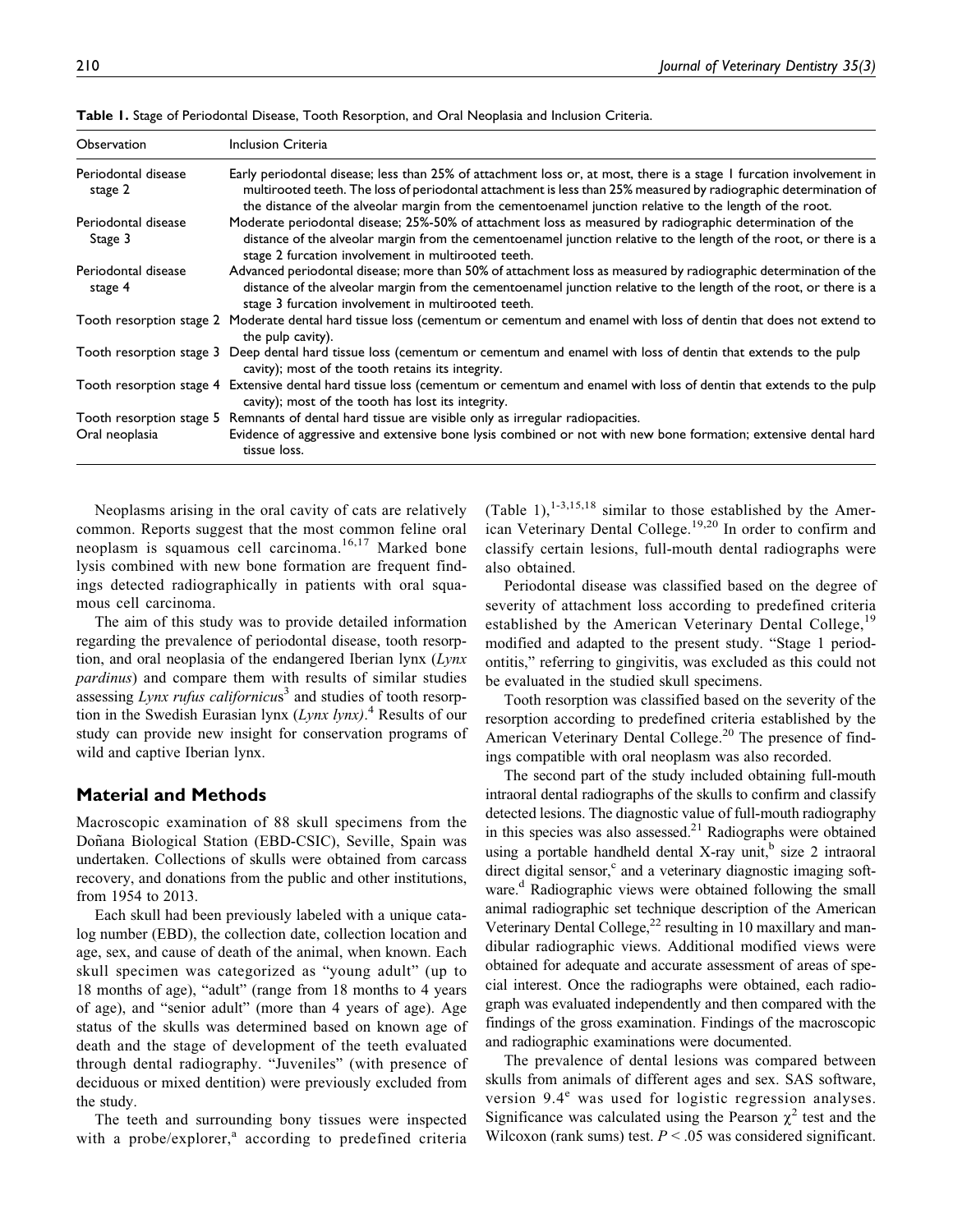**Table 1.** Stage of Periodontal Disease, Tooth Resorption, and Oral Neoplasia and Inclusion Criteria.

| Observation | Inclusion Criteria |
| --- | --- |
| Periodontal disease stage 2 | Early periodontal disease; less than 25% of attachment loss or, at most, there is a stage 1 furcation involvement in multirooted teeth. The loss of periodontal attachment is less than 25% measured by radiographic determination of the distance of the alveolar margin from the cementoenamel junction relative to the length of the root. |
| Periodontal disease Stage 3 | Moderate periodontal disease; 25%-50% of attachment loss as measured by radiographic determination of the distance of the alveolar margin from the cementoenamel junction relative to the length of the root, or there is a stage 2 furcation involvement in multirooted teeth. |
| Periodontal disease stage 4 | Advanced periodontal disease; more than 50% of attachment loss as measured by radiographic determination of the distance of the alveolar margin from the cementoenamel junction relative to the length of the root, or there is a stage 3 furcation involvement in multirooted teeth. |
| Tooth resorption stage 2 | Moderate dental hard tissue loss (cementum or cementum and enamel with loss of dentin that does not extend to the pulp cavity). |
| Tooth resorption stage 3 | Deep dental hard tissue loss (cementum or cementum and enamel with loss of dentin that extends to the pulp cavity); most of the tooth retains its integrity. |
| Tooth resorption stage 4 | Extensive dental hard tissue loss (cementum or cementum and enamel with loss of dentin that extends to the pulp cavity); most of the tooth has lost its integrity. |
| Tooth resorption stage 5 | Remnants of dental hard tissue are visible only as irregular radiopacities. |
| Oral neoplasia | Evidence of aggressive and extensive bone lysis combined or not with new bone formation; extensive dental hard tissue loss. |

Neoplasms arising in the oral cavity of cats are relatively common. Reports suggest that the most common feline oral neoplasm is squamous cell carcinoma.[16,17] Marked bone lysis combined with new bone formation are frequent findings detected radiographically in patients with oral squamous cell carcinoma.

The aim of this study was to provide detailed information regarding the prevalence of periodontal disease, tooth resorption, and oral neoplasia of the endangered Iberian lynx (*Lynx pardinus*) and compare them with results of similar studies assessing *Lynx rufus californicus*[3] and studies of tooth resorption in the Swedish Eurasian lynx (*Lynx lynx)*.[4] Results of our study can provide new insight for conservation programs of wild and captive Iberian lynx.

## Material and Methods

Macroscopic examination of 88 skull specimens from the Doñana Biological Station (EBD-CSIC), Seville, Spain was undertaken. Collections of skulls were obtained from carcass recovery, and donations from the public and other institutions, from 1954 to 2013.

Each skull had been previously labeled with a unique catalog number (EBD), the collection date, collection location and age, sex, and cause of death of the animal, when known. Each skull specimen was categorized as "young adult" (up to 18 months of age), "adult" (range from 18 months to 4 years of age), and "senior adult" (more than 4 years of age). Age status of the skulls was determined based on known age of death and the stage of development of the teeth evaluated through dental radiography. "Juveniles" (with presence of deciduous or mixed dentition) were previously excluded from the study.

The teeth and surrounding bony tissues were inspected with a probe/explorer,[a] according to predefined criteria (Table 1),[1-3,15,18] similar to those established by the American Veterinary Dental College.[19,20] In order to confirm and classify certain lesions, full-mouth dental radiographs were also obtained.

Periodontal disease was classified based on the degree of severity of attachment loss according to predefined criteria established by the American Veterinary Dental College,[19] modified and adapted to the present study. "Stage 1 periodontitis," referring to gingivitis, was excluded as this could not be evaluated in the studied skull specimens.

Tooth resorption was classified based on the severity of the resorption according to predefined criteria established by the American Veterinary Dental College.[20] The presence of findings compatible with oral neoplasm was also recorded.

The second part of the study included obtaining full-mouth intraoral dental radiographs of the skulls to confirm and classify detected lesions. The diagnostic value of full-mouth radiography in this species was also assessed.[21] Radiographs were obtained using a portable handheld dental X-ray unit,[b] size 2 intraoral direct digital sensor,[c] and a veterinary diagnostic imaging software.[d] Radiographic views were obtained following the small animal radiographic set technique description of the American Veterinary Dental College,[22] resulting in 10 maxillary and mandibular radiographic views. Additional modified views were obtained for adequate and accurate assessment of areas of special interest. Once the radiographs were obtained, each radiograph was evaluated independently and then compared with the findings of the gross examination. Findings of the macroscopic and radiographic examinations were documented.

The prevalence of dental lesions was compared between skulls from animals of different ages and sex. SAS software, version 9.4[e] was used for logistic regression analyses. Significance was calculated using the Pearson $\chi^2$ test and the Wilcoxon (rank sums) test. $P < .05$ was considered significant.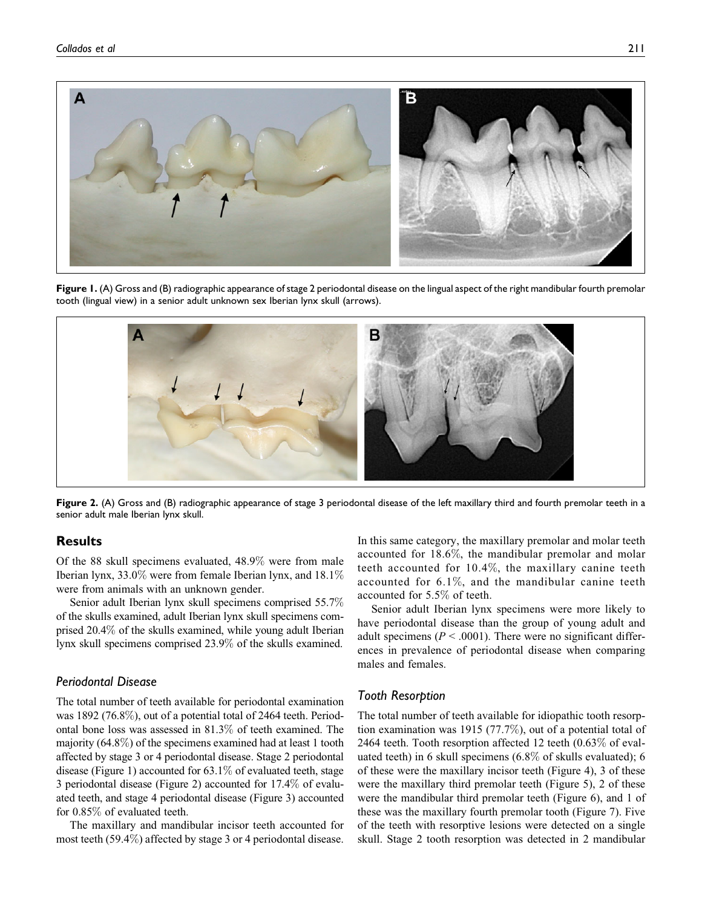**Figure 1.** (A) Gross and (B) radiographic appearance of stage 2 periodontal disease on the lingual aspect of the right mandibular fourth premolar tooth (lingual view) in a senior adult unknown sex Iberian lynx skull (arrows).

**Figure 2.** (A) Gross and (B) radiographic appearance of stage 3 periodontal disease of the left maxillary third and fourth premolar teeth in a senior adult male Iberian lynx skull.

## Results

Of the 88 skull specimens evaluated, 48.9% were from male Iberian lynx, 33.0% were from female Iberian lynx, and 18.1% were from animals with an unknown gender.

Senior adult Iberian lynx skull specimens comprised 55.7% of the skulls examined, adult Iberian lynx skull specimens comprised 20.4% of the skulls examined, while young adult Iberian lynx skull specimens comprised 23.9% of the skulls examined.

### *Periodontal Disease*

The total number of teeth available for periodontal examination was 1892 (76.8%), out of a potential total of 2464 teeth. Periodontal bone loss was assessed in 81.3% of teeth examined. The majority (64.8%) of the specimens examined had at least 1 tooth affected by stage 3 or 4 periodontal disease. Stage 2 periodontal disease (Figure 1) accounted for 63.1% of evaluated teeth, stage 3 periodontal disease (Figure 2) accounted for 17.4% of evaluated teeth, and stage 4 periodontal disease (Figure 3) accounted for 0.85% of evaluated teeth.

The maxillary and mandibular incisor teeth accounted for most teeth (59.4%) affected by stage 3 or 4 periodontal disease. In this same category, the maxillary premolar and molar teeth accounted for 18.6%, the mandibular premolar and molar teeth accounted for 10.4%, the maxillary canine teeth accounted for 6.1%, and the mandibular canine teeth accounted for 5.5% of teeth.

Senior adult Iberian lynx specimens were more likely to have periodontal disease than the group of young adult and adult specimens ($P < .0001$). There were no significant differences in prevalence of periodontal disease when comparing males and females.

### *Tooth Resorption*

The total number of teeth available for idiopathic tooth resorption examination was 1915 (77.7%), out of a potential total of 2464 teeth. Tooth resorption affected 12 teeth (0.63% of evaluated teeth) in 6 skull specimens (6.8% of skulls evaluated); 6 of these were the maxillary incisor teeth (Figure 4), 3 of these were the maxillary third premolar teeth (Figure 5), 2 of these were the mandibular third premolar teeth (Figure 6), and 1 of these was the maxillary fourth premolar tooth (Figure 7). Five of the teeth with resorptive lesions were detected on a single skull. Stage 2 tooth resorption was detected in 2 mandibular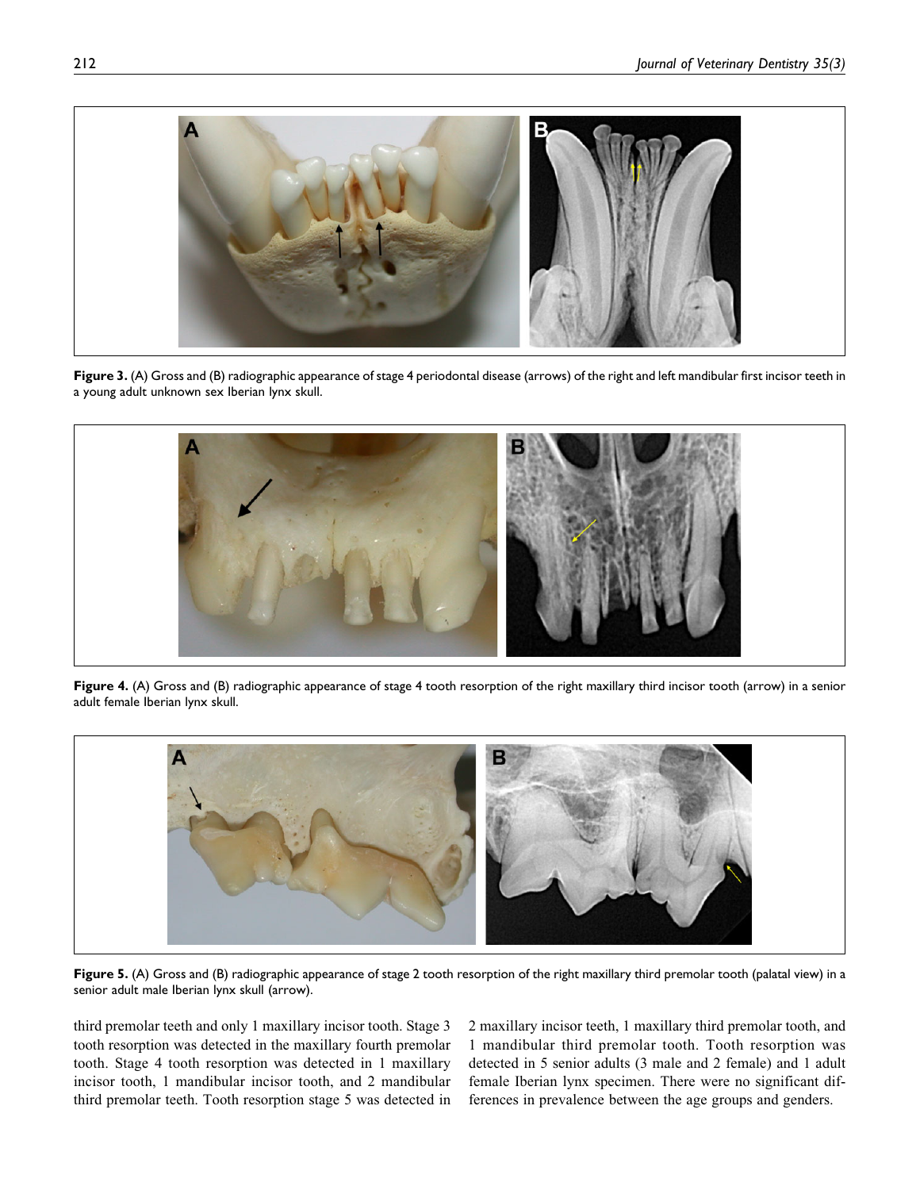Figure 3. (A) Gross and (B) radiographic appearance of stage 4 periodontal disease (arrows) of the right and left mandibular first incisor teeth in a young adult unknown sex Iberian lynx skull.

Figure 4. (A) Gross and (B) radiographic appearance of stage 4 tooth resorption of the right maxillary third incisor tooth (arrow) in a senior adult female Iberian lynx skull.

Figure 5. (A) Gross and (B) radiographic appearance of stage 2 tooth resorption of the right maxillary third premolar tooth (palatal view) in a senior adult male Iberian lynx skull (arrow).

third premolar teeth and only 1 maxillary incisor tooth. Stage 3 tooth resorption was detected in the maxillary fourth premolar tooth. Stage 4 tooth resorption was detected in 1 maxillary incisor tooth, 1 mandibular incisor tooth, and 2 mandibular third premolar teeth. Tooth resorption stage 5 was detected in 2 maxillary incisor teeth, 1 maxillary third premolar tooth, and 1 mandibular third premolar tooth. Tooth resorption was detected in 5 senior adults (3 male and 2 female) and 1 adult female Iberian lynx specimen. There were no significant differences in prevalence between the age groups and genders.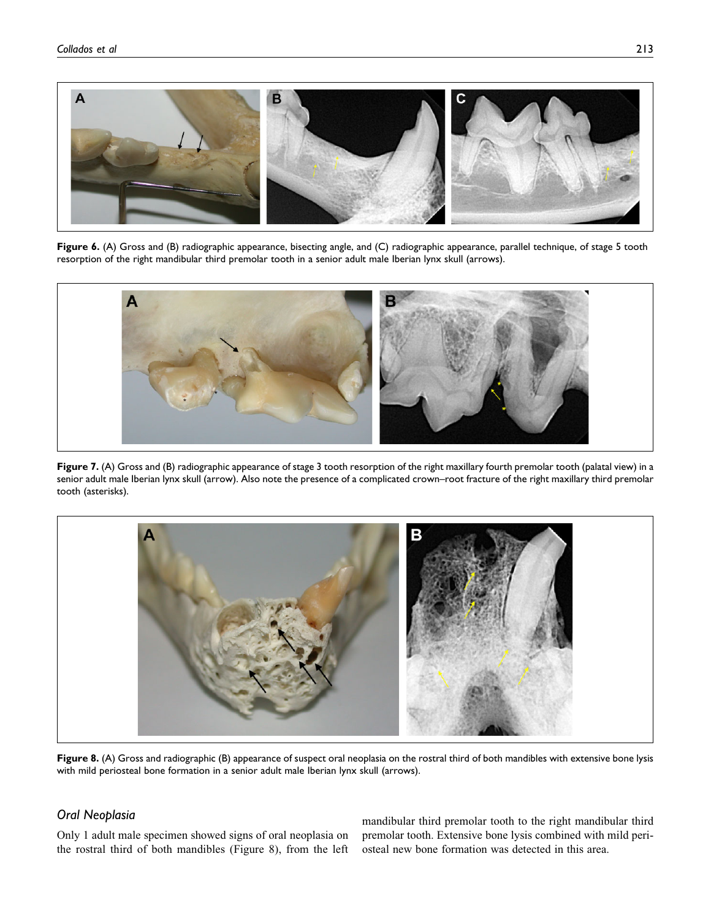Figure 6. (A) Gross and (B) radiographic appearance, bisecting angle, and (C) radiographic appearance, parallel technique, of stage 5 tooth resorption of the right mandibular third premolar tooth in a senior adult male Iberian lynx skull (arrows).

Figure 7. (A) Gross and (B) radiographic appearance of stage 3 tooth resorption of the right maxillary fourth premolar tooth (palatal view) in a senior adult male Iberian lynx skull (arrow). Also note the presence of a complicated crown–root fracture of the right maxillary third premolar tooth (asterisks).

Figure 8. (A) Gross and radiographic (B) appearance of suspect oral neoplasia on the rostral third of both mandibles with extensive bone lysis with mild periosteal bone formation in a senior adult male Iberian lynx skull (arrows).

### *Oral Neoplasia*

Only 1 adult male specimen showed signs of oral neoplasia on the rostral third of both mandibles (Figure 8), from the left mandibular third premolar tooth to the right mandibular third premolar tooth. Extensive bone lysis combined with mild periosteal new bone formation was detected in this area.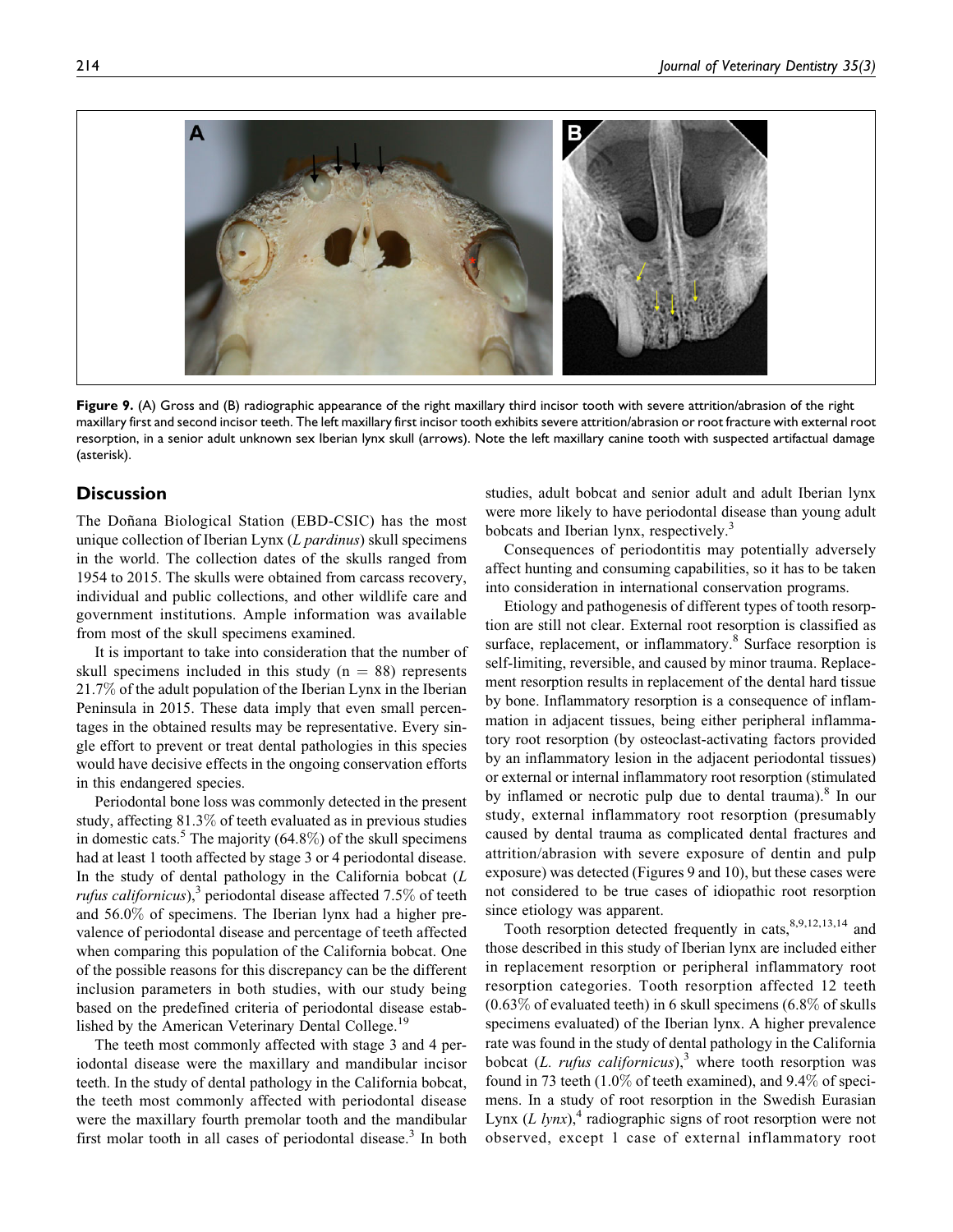Figure 9. (A) Gross and (B) radiographic appearance of the right maxillary third incisor tooth with severe attrition/abrasion of the right maxillary first and second incisor teeth. The left maxillary first incisor tooth exhibits severe attrition/abrasion or root fracture with external root resorption, in a senior adult unknown sex Iberian lynx skull (arrows). Note the left maxillary canine tooth with suspected artifactual damage (asterisk).

## Discussion

The Doñana Biological Station (EBD-CSIC) has the most unique collection of Iberian Lynx (*L pardinus*) skull specimens in the world. The collection dates of the skulls ranged from 1954 to 2015. The skulls were obtained from carcass recovery, individual and public collections, and other wildlife care and government institutions. Ample information was available from most of the skull specimens examined.

It is important to take into consideration that the number of skull specimens included in this study (n = 88) represents 21.7% of the adult population of the Iberian Lynx in the Iberian Peninsula in 2015. These data imply that even small percentages in the obtained results may be representative. Every single effort to prevent or treat dental pathologies in this species would have decisive effects in the ongoing conservation efforts in this endangered species.

Periodontal bone loss was commonly detected in the present study, affecting 81.3% of teeth evaluated as in previous studies in domestic cats.[5] The majority (64.8%) of the skull specimens had at least 1 tooth affected by stage 3 or 4 periodontal disease. In the study of dental pathology in the California bobcat (*L rufus californicus*),[3] periodontal disease affected 7.5% of teeth and 56.0% of specimens. The Iberian lynx had a higher prevalence of periodontal disease and percentage of teeth affected when comparing this population of the California bobcat. One of the possible reasons for this discrepancy can be the different inclusion parameters in both studies, with our study being based on the predefined criteria of periodontal disease established by the American Veterinary Dental College.[19]

The teeth most commonly affected with stage 3 and 4 periodontal disease were the maxillary and mandibular incisor teeth. In the study of dental pathology in the California bobcat, the teeth most commonly affected with periodontal disease were the maxillary fourth premolar tooth and the mandibular first molar tooth in all cases of periodontal disease.[3] In both studies, adult bobcat and senior adult and adult Iberian lynx were more likely to have periodontal disease than young adult bobcats and Iberian lynx, respectively.[3]

Consequences of periodontitis may potentially adversely affect hunting and consuming capabilities, so it has to be taken into consideration in international conservation programs.

Etiology and pathogenesis of different types of tooth resorption are still not clear. External root resorption is classified as surface, replacement, or inflammatory.[8] Surface resorption is self-limiting, reversible, and caused by minor trauma. Replacement resorption results in replacement of the dental hard tissue by bone. Inflammatory resorption is a consequence of inflammation in adjacent tissues, being either peripheral inflammatory root resorption (by osteoclast-activating factors provided by an inflammatory lesion in the adjacent periodontal tissues) or external or internal inflammatory root resorption (stimulated by inflamed or necrotic pulp due to dental trauma).[8] In our study, external inflammatory root resorption (presumably caused by dental trauma as complicated dental fractures and attrition/abrasion with severe exposure of dentin and pulp exposure) was detected (Figures 9 and 10), but these cases were not considered to be true cases of idiopathic root resorption since etiology was apparent.

Tooth resorption detected frequently in cats,[8,9,12,13,14] and those described in this study of Iberian lynx are included either in replacement resorption or peripheral inflammatory root resorption categories. Tooth resorption affected 12 teeth (0.63% of evaluated teeth) in 6 skull specimens (6.8% of skulls specimens evaluated) of the Iberian lynx. A higher prevalence rate was found in the study of dental pathology in the California bobcat (*L. rufus californicus*),[3] where tooth resorption was found in 73 teeth (1.0% of teeth examined), and 9.4% of specimens. In a study of root resorption in the Swedish Eurasian Lynx (*L lynx*),[4] radiographic signs of root resorption were not observed, except 1 case of external inflammatory root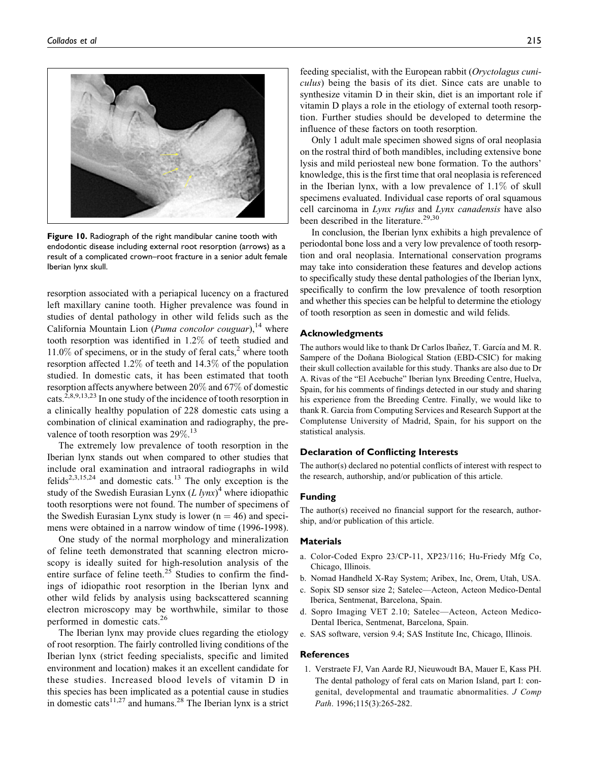Figure 10. Radiograph of the right mandibular canine tooth with endodontic disease including external root resorption (arrows) as a result of a complicated crown–root fracture in a senior adult female Iberian lynx skull.

resorption associated with a periapical lucency on a fractured left maxillary canine tooth. Higher prevalence was found in studies of dental pathology in other wild felids such as the California Mountain Lion (*Puma concolor couguar*),[14] where tooth resorption was identified in 1.2% of teeth studied and 11.0% of specimens, or in the study of feral cats,[2] where tooth resorption affected 1.2% of teeth and 14.3% of the population studied. In domestic cats, it has been estimated that tooth resorption affects anywhere between 20% and 67% of domestic cats.[2,8,9,13,23] In one study of the incidence of tooth resorption in a clinically healthy population of 228 domestic cats using a combination of clinical examination and radiography, the prevalence of tooth resorption was 29%.[13]

The extremely low prevalence of tooth resorption in the Iberian lynx stands out when compared to other studies that include oral examination and intraoral radiographs in wild felids[2,3,15,24] and domestic cats.[13] The only exception is the study of the Swedish Eurasian Lynx (*L lynx*)[4] where idiopathic tooth resorptions were not found. The number of specimens of the Swedish Eurasian Lynx study is lower ($n = 46$) and specimens were obtained in a narrow window of time (1996-1998).

One study of the normal morphology and mineralization of feline teeth demonstrated that scanning electron microscopy is ideally suited for high-resolution analysis of the entire surface of feline teeth.[25] Studies to confirm the findings of idiopathic root resorption in the Iberian lynx and other wild felids by analysis using backscattered scanning electron microscopy may be worthwhile, similar to those performed in domestic cats.[26]

The Iberian lynx may provide clues regarding the etiology of root resorption. The fairly controlled living conditions of the Iberian lynx (strict feeding specialists, specific and limited environment and location) makes it an excellent candidate for these studies. Increased blood levels of vitamin D in this species has been implicated as a potential cause in studies in domestic cats[11,27] and humans.[28] The Iberian lynx is a strict feeding specialist, with the European rabbit (*Oryctolagus cuniculus*) being the basis of its diet. Since cats are unable to synthesize vitamin D in their skin, diet is an important role if vitamin D plays a role in the etiology of external tooth resorption. Further studies should be developed to determine the influence of these factors on tooth resorption.

Only 1 adult male specimen showed signs of oral neoplasia on the rostral third of both mandibles, including extensive bone lysis and mild periosteal new bone formation. To the authors' knowledge, this is the first time that oral neoplasia is referenced in the Iberian lynx, with a low prevalence of 1.1% of skull specimens evaluated. Individual case reports of oral squamous cell carcinoma in *Lynx rufus* and *Lynx canadensis* have also been described in the literature.[29,30]

In conclusion, the Iberian lynx exhibits a high prevalence of periodontal bone loss and a very low prevalence of tooth resorption and oral neoplasia. International conservation programs may take into consideration these features and develop actions to specifically study these dental pathologies of the Iberian lynx, specifically to confirm the low prevalence of tooth resorption and whether this species can be helpful to determine the etiology of tooth resorption as seen in domestic and wild felids.

## Acknowledgments

The authors would like to thank Dr Carlos Ibañez, T. García and M. R. Sampere of the Doñana Biological Station (EBD-CSIC) for making their skull collection available for this study. Thanks are also due to Dr A. Rivas of the "El Acebuche" Iberian lynx Breeding Centre, Huelva, Spain, for his comments of findings detected in our study and sharing his experience from the Breeding Centre. Finally, we would like to thank R. Garcia from Computing Services and Research Support at the Complutense University of Madrid, Spain, for his support on the statistical analysis.

## Declaration of Conflicting Interests

The author(s) declared no potential conflicts of interest with respect to the research, authorship, and/or publication of this article.

## Funding

The author(s) received no financial support for the research, authorship, and/or publication of this article.

## Materials

a. Color-Coded Expro 23/CP-11, XP23/116; Hu-Friedy Mfg Co, Chicago, Illinois.
b. Nomad Handheld X-Ray System; Aribex, Inc, Orem, Utah, USA.
c. Sopix SD sensor size 2; Satelec—Acteon, Acteon Medico-Dental Iberica, Sentmenat, Barcelona, Spain.
d. Sopro Imaging VET 2.10; Satelec—Acteon, Acteon Medico-Dental Iberica, Sentmenat, Barcelona, Spain.
e. SAS software, version 9.4; SAS Institute Inc, Chicago, Illinois.

## References

1. Verstraete FJ, Van Aarde RJ, Nieuwoudt BA, Mauer E, Kass PH. The dental pathology of feral cats on Marion Island, part I: congenital, developmental and traumatic abnormalities. *J Comp Path*. 1996;115(3):265-282.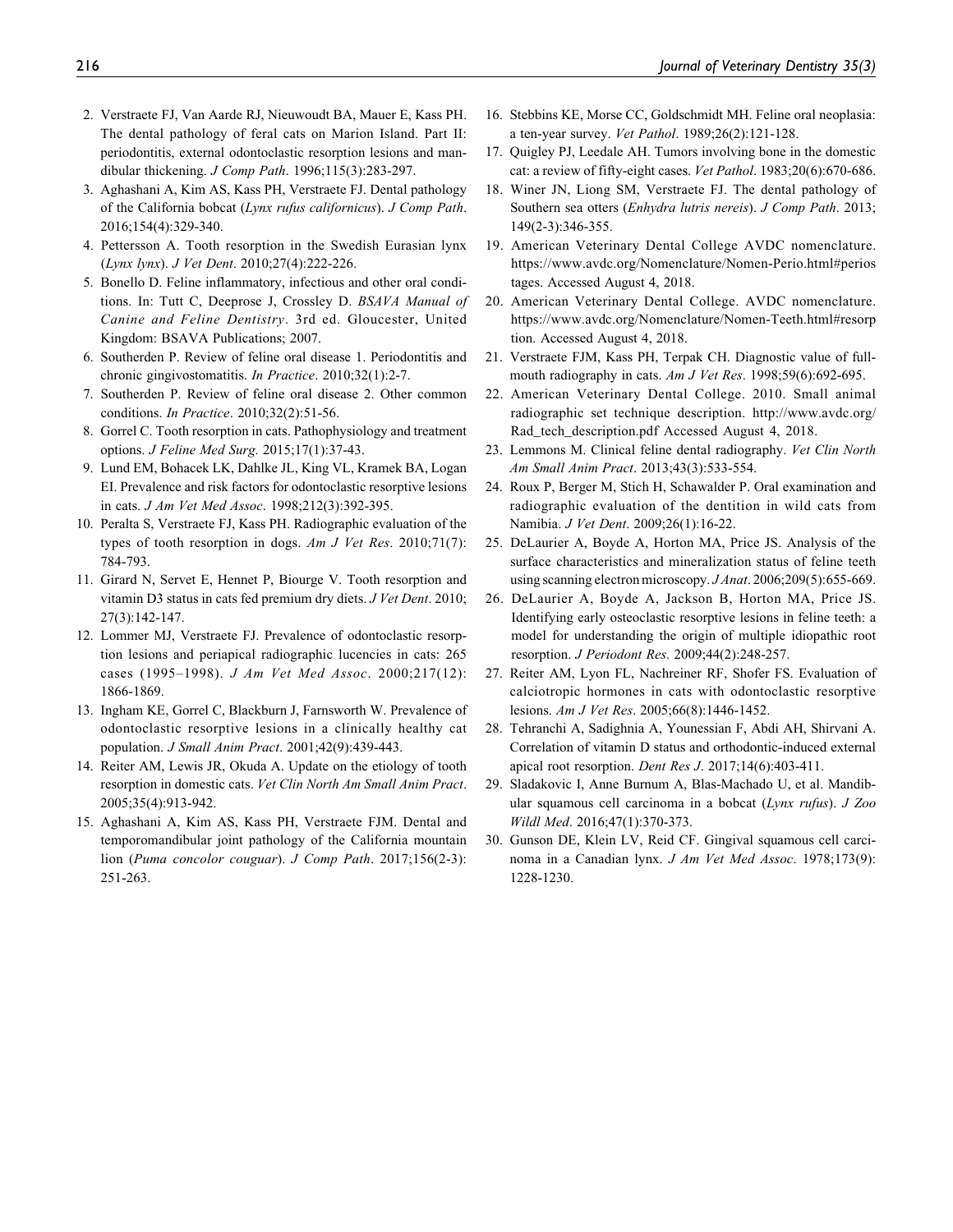2. Verstraete FJ, Van Aarde RJ, Nieuwoudt BA, Mauer E, Kass PH. The dental pathology of feral cats on Marion Island. Part II: periodontitis, external odontoclastic resorption lesions and mandibular thickening. *J Comp Path*. 1996;115(3):283-297.
3. Aghashani A, Kim AS, Kass PH, Verstraete FJ. Dental pathology of the California bobcat (*Lynx rufus californicus*). *J Comp Path*. 2016;154(4):329-340.
4. Pettersson A. Tooth resorption in the Swedish Eurasian lynx (*Lynx lynx*). *J Vet Dent*. 2010;27(4):222-226.
5. Bonello D. Feline inflammatory, infectious and other oral conditions. In: Tutt C, Deeprose J, Crossley D. *BSAVA Manual of Canine and Feline Dentistry*. 3rd ed. Gloucester, United Kingdom: BSAVA Publications; 2007.
6. Southerden P. Review of feline oral disease 1. Periodontitis and chronic gingivostomatitis. *In Practice*. 2010;32(1):2-7.
7. Southerden P. Review of feline oral disease 2. Other common conditions. *In Practice*. 2010;32(2):51-56.
8. Gorrel C. Tooth resorption in cats. Pathophysiology and treatment options. *J Feline Med Surg*. 2015;17(1):37-43.
9. Lund EM, Bohacek LK, Dahlke JL, King VL, Kramek BA, Logan EI. Prevalence and risk factors for odontoclastic resorptive lesions in cats. *J Am Vet Med Assoc*. 1998;212(3):392-395.
10. Peralta S, Verstraete FJ, Kass PH. Radiographic evaluation of the types of tooth resorption in dogs. *Am J Vet Res*. 2010;71(7):784-793.
11. Girard N, Servet E, Hennet P, Biourge V. Tooth resorption and vitamin D3 status in cats fed premium dry diets. *J Vet Dent*. 2010;27(3):142-147.
12. Lommer MJ, Verstraete FJ. Prevalence of odontoclastic resorption lesions and periapical radiographic lucencies in cats: 265 cases (1995–1998). *J Am Vet Med Assoc*. 2000;217(12):1866-1869.
13. Ingham KE, Gorrel C, Blackburn J, Farnsworth W. Prevalence of odontoclastic resorptive lesions in a clinically healthy cat population. *J Small Anim Pract*. 2001;42(9):439-443.
14. Reiter AM, Lewis JR, Okuda A. Update on the etiology of tooth resorption in domestic cats. *Vet Clin North Am Small Anim Pract*. 2005;35(4):913-942.
15. Aghashani A, Kim AS, Kass PH, Verstraete FJM. Dental and temporomandibular joint pathology of the California mountain lion (*Puma concolor couguar*). *J Comp Path*. 2017;156(2-3):251-263.
16. Stebbins KE, Morse CC, Goldschmidt MH. Feline oral neoplasia: a ten-year survey. *Vet Pathol*. 1989;26(2):121-128.
17. Quigley PJ, Leedale AH. Tumors involving bone in the domestic cat: a review of fifty-eight cases. *Vet Pathol*. 1983;20(6):670-686.
18. Winer JN, Liong SM, Verstraete FJ. The dental pathology of Southern sea otters (*Enhydra lutris nereis*). *J Comp Path*. 2013;149(2-3):346-355.
19. American Veterinary Dental College AVDC nomenclature. https://www.avdc.org/Nomenclature/Nomen-Perio.html#periostages. Accessed August 4, 2018.
20. American Veterinary Dental College. AVDC nomenclature. https://www.avdc.org/Nomenclature/Nomen-Teeth.html#resorption. Accessed August 4, 2018.
21. Verstraete FJM, Kass PH, Terpak CH. Diagnostic value of full-mouth radiography in cats. *Am J Vet Res*. 1998;59(6):692-695.
22. American Veterinary Dental College. 2010. Small animal radiographic set technique description. http://www.avdc.org/Rad_tech_description.pdf Accessed August 4, 2018.
23. Lemmons M. Clinical feline dental radiography. *Vet Clin North Am Small Anim Pract*. 2013;43(3):533-554.
24. Roux P, Berger M, Stich H, Schawalder P. Oral examination and radiographic evaluation of the dentition in wild cats from Namibia. *J Vet Dent*. 2009;26(1):16-22.
25. DeLaurier A, Boyde A, Horton MA, Price JS. Analysis of the surface characteristics and mineralization status of feline teeth using scanning electron microscopy. *J Anat*. 2006;209(5):655-669.
26. DeLaurier A, Boyde A, Jackson B, Horton MA, Price JS. Identifying early osteoclastic resorptive lesions in feline teeth: a model for understanding the origin of multiple idiopathic root resorption. *J Periodont Res*. 2009;44(2):248-257.
27. Reiter AM, Lyon FL, Nachreiner RF, Shofer FS. Evaluation of calciotropic hormones in cats with odontoclastic resorptive lesions. *Am J Vet Res*. 2005;66(8):1446-1452.
28. Tehranchi A, Sadighnia A, Younessian F, Abdi AH, Shirvani A. Correlation of vitamin D status and orthodontic-induced external apical root resorption. *Dent Res J*. 2017;14(6):403-411.
29. Sladakovic I, Anne Burnum A, Blas-Machado U, et al. Mandibular squamous cell carcinoma in a bobcat (*Lynx rufus*). *J Zoo Wildl Med*. 2016;47(1):370-373.
30. Gunson DE, Klein LV, Reid CF. Gingival squamous cell carcinoma in a Canadian lynx. *J Am Vet Med Assoc*. 1978;173(9):1228-1230.